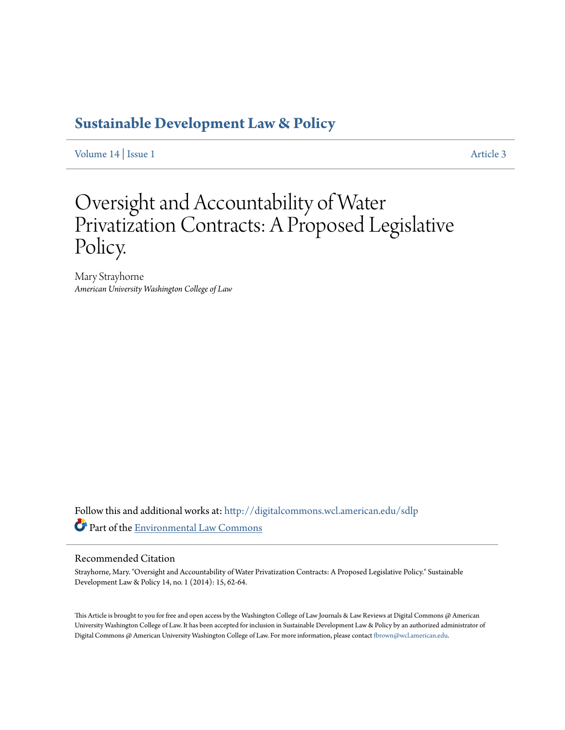# Sustainable Development Law & Policy

Volume 14 | Issue 1 Article 3

# Oversight and Accountability of Water Privatization Contracts: A Proposed Legislative Policy.

Mary Strayhorne
*American University Washington College of Law*

Follow this and additional works at: http://digitalcommons.wcl.american.edu/sdlp

Part of the Environmental Law Commons

## Recommended Citation

Strayhorne, Mary. "Oversight and Accountability of Water Privatization Contracts: A Proposed Legislative Policy." Sustainable Development Law & Policy 14, no. 1 (2014): 15, 62-64.

This Article is brought to you for free and open access by the Washington College of Law Journals & Law Reviews at Digital Commons @ American University Washington College of Law. It has been accepted for inclusion in Sustainable Development Law & Policy by an authorized administrator of Digital Commons @ American University Washington College of Law. For more information, please contact fbrown@wcl.american.edu.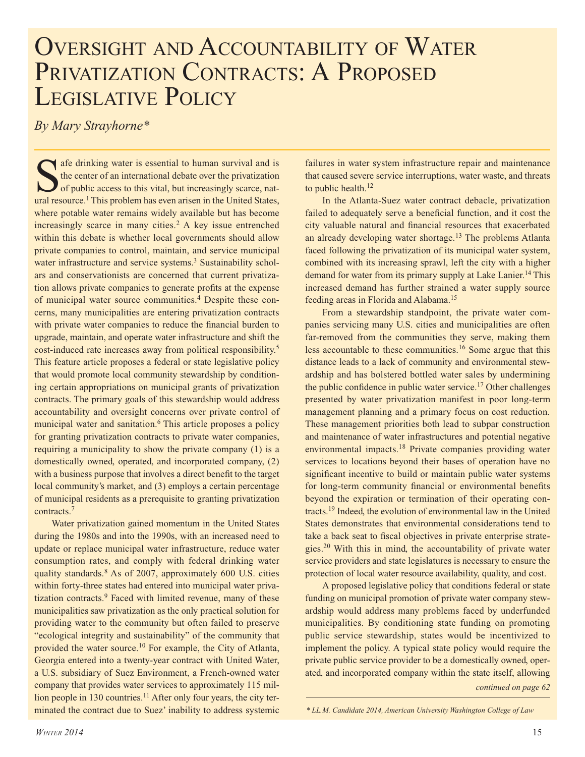# Oversight and Accountability of Water Privatization Contracts: A Proposed Legislative Policy

*By Mary Strayhorne**

Safe drinking water is essential to human survival and is the center of an international debate over the privatization of public access to this vital, but increasingly scarce, natural resource.[1] This problem has even arisen in the United States, where potable water remains widely available but has become increasingly scarce in many cities.[2] A key issue entrenched within this debate is whether local governments should allow private companies to control, maintain, and service municipal water infrastructure and service systems.[3] Sustainability scholars and conservationists are concerned that current privatization allows private companies to generate profits at the expense of municipal water source communities.[4] Despite these concerns, many municipalities are entering privatization contracts with private water companies to reduce the financial burden to upgrade, maintain, and operate water infrastructure and shift the cost-induced rate increases away from political responsibility.[5] This feature article proposes a federal or state legislative policy that would promote local community stewardship by conditioning certain appropriations on municipal grants of privatization contracts. The primary goals of this stewardship would address accountability and oversight concerns over private control of municipal water and sanitation.[6] This article proposes a policy for granting privatization contracts to private water companies, requiring a municipality to show the private company (1) is a domestically owned, operated, and incorporated company, (2) with a business purpose that involves a direct benefit to the target local community's market, and (3) employs a certain percentage of municipal residents as a prerequisite to granting privatization contracts.[7]

Water privatization gained momentum in the United States during the 1980s and into the 1990s, with an increased need to update or replace municipal water infrastructure, reduce water consumption rates, and comply with federal drinking water quality standards.[8] As of 2007, approximately 600 U.S. cities within forty-three states had entered into municipal water privatization contracts.[9] Faced with limited revenue, many of these municipalities saw privatization as the only practical solution for providing water to the community but often failed to preserve "ecological integrity and sustainability" of the community that provided the water source.[10] For example, the City of Atlanta, Georgia entered into a twenty-year contract with United Water, a U.S. subsidiary of Suez Environment, a French-owned water company that provides water services to approximately 115 million people in 130 countries.[11] After only four years, the city terminated the contract due to Suez' inability to address systemic failures in water system infrastructure repair and maintenance that caused severe service interruptions, water waste, and threats to public health.[12]

In the Atlanta-Suez water contract debacle, privatization failed to adequately serve a beneficial function, and it cost the city valuable natural and financial resources that exacerbated an already developing water shortage.[13] The problems Atlanta faced following the privatization of its municipal water system, combined with its increasing sprawl, left the city with a higher demand for water from its primary supply at Lake Lanier.[14] This increased demand has further strained a water supply source feeding areas in Florida and Alabama.[15]

From a stewardship standpoint, the private water companies servicing many U.S. cities and municipalities are often far-removed from the communities they serve, making them less accountable to these communities.[16] Some argue that this distance leads to a lack of community and environmental stewardship and has bolstered bottled water sales by undermining the public confidence in public water service.[17] Other challenges presented by water privatization manifest in poor long-term management planning and a primary focus on cost reduction. These management priorities both lead to subpar construction and maintenance of water infrastructures and potential negative environmental impacts.[18] Private companies providing water services to locations beyond their bases of operation have no significant incentive to build or maintain public water systems for long-term community financial or environmental benefits beyond the expiration or termination of their operating contracts.[19] Indeed, the evolution of environmental law in the United States demonstrates that environmental considerations tend to take a back seat to fiscal objectives in private enterprise strategies.[20] With this in mind, the accountability of private water service providers and state legislatures is necessary to ensure the protection of local water resource availability, quality, and cost.

A proposed legislative policy that conditions federal or state funding on municipal promotion of private water company stewardship would address many problems faced by underfunded municipalities. By conditioning state funding on promoting public service stewardship, states would be incentivized to implement the policy. A typical state policy would require the private public service provider to be a domestically owned, operated, and incorporated company within the state itself, allowing

*continued on page 62*

\* *LL.M. Candidate 2014, American University Washington College of Law*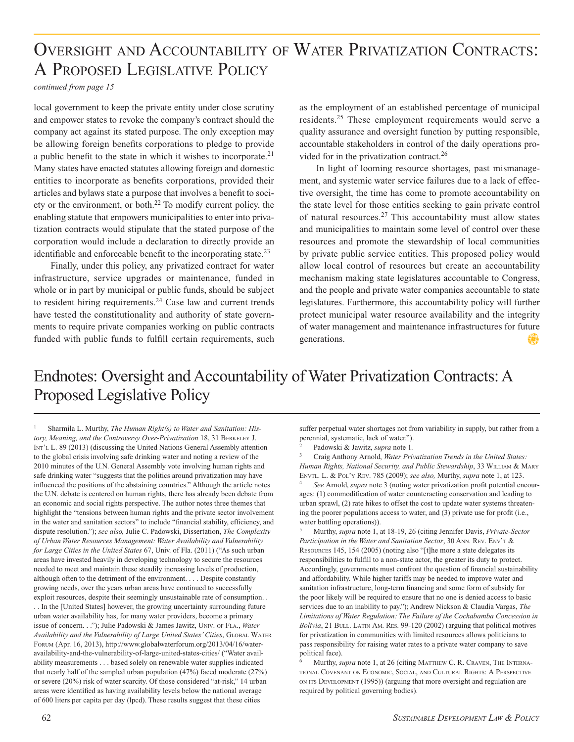# Oversight and Accountability of Water Privatization Contracts: A Proposed Legislative Policy

*continued from page 15*

local government to keep the private entity under close scrutiny and empower states to revoke the company's contract should the company act against its stated purpose. The only exception may be allowing foreign benefits corporations to pledge to provide a public benefit to the state in which it wishes to incorporate.[21] Many states have enacted statutes allowing foreign and domestic entities to incorporate as benefits corporations, provided their articles and bylaws state a purpose that involves a benefit to society or the environment, or both.[22] To modify current policy, the enabling statute that empowers municipalities to enter into privatization contracts would stipulate that the stated purpose of the corporation would include a declaration to directly provide an identifiable and enforceable benefit to the incorporating state.[23]

Finally, under this policy, any privatized contract for water infrastructure, service upgrades or maintenance, funded in whole or in part by municipal or public funds, should be subject to resident hiring requirements.[24] Case law and current trends have tested the constitutionality and authority of state governments to require private companies working on public contracts funded with public funds to fulfill certain requirements, such as the employment of an established percentage of municipal residents.[25] These employment requirements would serve a quality assurance and oversight function by putting responsible, accountable stakeholders in control of the daily operations provided for in the privatization contract.[26]

In light of looming resource shortages, past mismanagement, and systemic water service failures due to a lack of effective oversight, the time has come to promote accountability on the state level for those entities seeking to gain private control of natural resources.[27] This accountability must allow states and municipalities to maintain some level of control over these resources and promote the stewardship of local communities by private public service entities. This proposed policy would allow local control of resources but create an accountability mechanism making state legislatures accountable to Congress, and the people and private water companies accountable to state legislatures. Furthermore, this accountability policy will further protect municipal water resource availability and the integrity of water management and maintenance infrastructures for future generations.

# Endnotes: Oversight and Accountability of Water Privatization Contracts: A Proposed Legislative Policy

1 Sharmila L. Murthy, *The Human Right(s) to Water and Sanitation: History, Meaning, and the Controversy Over-Privatization* 18, 31 Berkeley J. Int'l L. 89 (2013) (discussing the United Nations General Assembly attention to the global crisis involving safe drinking water and noting a review of the 2010 minutes of the U.N. General Assembly vote involving human rights and safe drinking water "suggests that the politics around privatization may have influenced the positions of the abstaining countries." Although the article notes the U.N. debate is centered on human rights, there has already been debate from an economic and social rights perspective. The author notes three themes that highlight the "tensions between human rights and the private sector involvement in the water and sanitation sectors" to include "financial stability, efficiency, and dispute resolution."); *see also,* Julie C. Padowski, Dissertation, *The Complexity of Urban Water Resources Management: Water Availability and Vulnerability for Large Cities in the United States* 67, Univ. of Fla. (2011) ("As such urban areas have invested heavily in developing technology to secure the resources needed to meet and maintain these steadily increasing levels of production, although often to the detriment of the environment. . . . Despite constantly growing needs, over the years urban areas have continued to successfully exploit resources, despite their seemingly unsustainable rate of consumption. . . . In the [United States] however, the growing uncertainty surrounding future urban water availability has, for many water providers, become a primary issue of concern. . ."); Julie Padowski & James Jawitz, Univ. of Fla., *Water Availability and the Vulnerability of Large United States' Cities*, Global Water Forum (Apr. 16, 2013), http://www.globalwaterforum.org/2013/04/16/water-availability-and-the-vulnerability-of-large-united-states-cities/ ("Water availability measurements . . . based solely on renewable water supplies indicated that nearly half of the sampled urban population (47%) faced moderate (27%) or severe (20%) risk of water scarcity. Of those considered "at-risk," 14 urban areas were identified as having availability levels below the national average of 600 liters per capita per day (lpcd). These results suggest that these cities suffer perpetual water shortages not from variability in supply, but rather from a perennial, systematic, lack of water.").

2 Padowski & Jawitz, *supra* note 1.

3 Craig Anthony Arnold, *Water Privatization Trends in the United States: Human Rights, National Security, and Public Stewardship*, 33 William & Mary Envtl. L. & Pol'y Rev. 785 (2009); *see also,* Murthy, *supra* note 1, at 123.

4 *See* Arnold, *supra* note 3 (noting water privatization profit potential encourages: (1) commodification of water counteracting conservation and leading to urban sprawl, (2) rate hikes to offset the cost to update water systems threatening the poorer populations access to water, and (3) private use for profit (i.e., water bottling operations)).

5 Murthy, *supra* note 1, at 18-19, 26 (citing Jennifer Davis, *Private-Sector Participation in the Water and Sanitation Sector*, 30 Ann. Rev. Env't & Resources 145, 154 (2005) (noting also "[t]he more a state delegates its responsibilities to fulfill to a non-state actor, the greater its duty to protect. Accordingly, governments must confront the question of financial sustainability and affordability. While higher tariffs may be needed to improve water and sanitation infrastructure, long-term financing and some form of subsidy for the poor likely will be required to ensure that no one is denied access to basic services due to an inability to pay."); Andrew Nickson & Claudia Vargas, *The Limitations of Water Regulation: The Failure of the Cochabamba Concession in Bolivia*, 21 Bull. Latin Am. Res. 99-120 (2002) (arguing that political motives for privatization in communities with limited resources allows politicians to pass responsibility for raising water rates to a private water company to save political face).

6 Murthy, *supra* note 1, at 26 (citing Matthew C. R. Craven, The International Covenant on Economic, Social, and Cultural Rights: A Perspective on its Development (1995)) (arguing that more oversight and regulation are required by political governing bodies).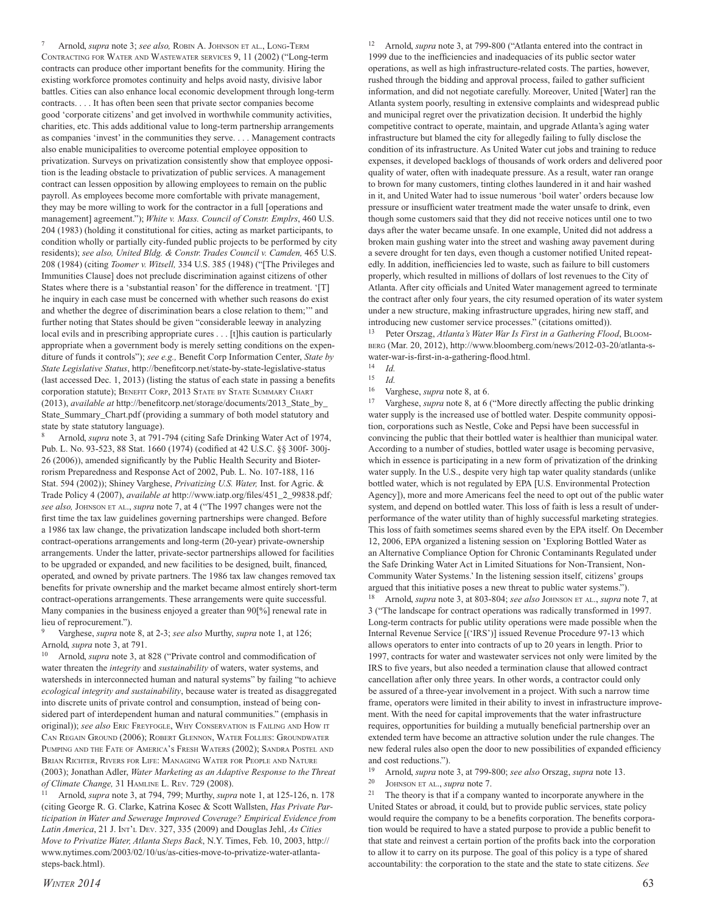[7] Arnold, *supra* note 3; *see also,* Robin A. Johnson et al., Long-Term Contracting for Water and Wastewater services 9, 11 (2002) ("Long-term contracts can produce other important benefits for the community. Hiring the existing workforce promotes continuity and helps avoid nasty, divisive labor battles. Cities can also enhance local economic development through long-term contracts. . . . It has often been seen that private sector companies become good 'corporate citizens' and get involved in worthwhile community activities, charities, etc. This adds additional value to long-term partnership arrangements as companies 'invest' in the communities they serve. . . . Management contracts also enable municipalities to overcome potential employee opposition to privatization. Surveys on privatization consistently show that employee opposition is the leading obstacle to privatization of public services. A management contract can lessen opposition by allowing employees to remain on the public payroll. As employees become more comfortable with private management, they may be more willing to work for the contractor in a full [operations and management] agreement."); *White v. Mass. Council of Constr. Emplrs*, 460 U.S. 204 (1983) (holding it constitutional for cities, acting as market participants, to condition wholly or partially city-funded public projects to be performed by city residents); *see also, United Bldg. & Constr. Trades Council v. Camden,* 465 U.S. 208 (1984) (citing *Toomer v. Witsell,* 334 U.S. 385 (1948) ("[The Privileges and Immunities Clause] does not preclude discrimination against citizens of other States where there is a 'substantial reason' for the difference in treatment. '[T]he inquiry in each case must be concerned with whether such reasons do exist and whether the degree of discrimination bears a close relation to them;'" and further noting that States should be given "considerable leeway in analyzing local evils and in prescribing appropriate cures . . . [t]his caution is particularly appropriate when a government body is merely setting conditions on the expenditure of funds it controls"); *see e.g.,* Benefit Corp Information Center, *State by State Legislative Status*, http://benefitcorp.net/state-by-state-legislative-status (last accessed Dec. 1, 2013) (listing the status of each state in passing a benefits corporation statute); Benefit Corp, 2013 State by State Summary Chart (2013), *available at* http://benefitcorp.net/storage/documents/2013_State_by_State_Summary_Chart.pdf (providing a summary of both model statutory and state by state statutory language).

[8] Arnold, *supra* note 3, at 791-794 (citing Safe Drinking Water Act of 1974, Pub. L. No. 93-523, 88 Stat. 1660 (1974) (codified at 42 U.S.C. §§ 300f- 300j-26 (2006)), amended significantly by the Public Health Security and Bioterrorism Preparedness and Response Act of 2002, Pub. L. No. 107-188, 116 Stat. 594 (2002)); Shiney Varghese, *Privatizing U.S. Water,* Inst. for Agric. & Trade Policy 4 (2007), *available at* http://www.iatp.org/files/451_2_99838.pdf*; see also,* Johnson et al., *supra* note 7, at 4 ("The 1997 changes were not the first time the tax law guidelines governing partnerships were changed. Before a 1986 tax law change, the privatization landscape included both short-term contract-operations arrangements and long-term (20-year) private-ownership arrangements. Under the latter, private-sector partnerships allowed for facilities to be upgraded or expanded, and new facilities to be designed, built, financed, operated, and owned by private partners. The 1986 tax law changes removed tax benefits for private ownership and the market became almost entirely short-term contract-operations arrangements. These arrangements were quite successful. Many companies in the business enjoyed a greater than 90[%] renewal rate in lieu of reprocurement.").

[9] Varghese, *supra* note 8, at 2-3; *see also* Murthy, *supra* note 1, at 126; Arnold, *supra* note 3, at 791.

[10] Arnold, *supra* note 3, at 828 ("Private control and commodification of water threaten the *integrity* and *sustainability* of waters, water systems, and watersheds in interconnected human and natural systems" by failing "to achieve *ecological integrity and sustainability*, because water is treated as disaggregated into discrete units of private control and consumption, instead of being considered part of interdependent human and natural communities." (emphasis in original)); *see also* Eric Freyfogle, Why Conservation is Failing and How it Can Regain Ground (2006); Robert Glennon, Water Follies: Groundwater Pumping and the Fate of America's Fresh Waters (2002); Sandra Postel and Brian Richter, Rivers for Life: Managing Water for People and Nature (2003); Jonathan Adler, *Water Marketing as an Adaptive Response to the Threat of Climate Change,* 31 Hamline L. Rev. 729 (2008).

[11] Arnold, *supra* note 3, at 794, 799; Murthy, *supra* note 1, at 125-126, n. 178 (citing George R. G. Clarke, Katrina Kosec & Scott Wallsten, *Has Private Participation in Water and Sewerage Improved Coverage? Empirical Evidence from Latin America*, 21 J. Int'l Dev. 327, 335 (2009) and Douglas Jehl, *As Cities Move to Privatize Water, Atlanta Steps Back*, N.Y. Times, Feb. 10, 2003, http://www.nytimes.com/2003/02/10/us/as-cities-move-to-privatize-water-atlanta-steps-back.html).

[12] Arnold, *supra* note 3, at 799-800 ("Atlanta entered into the contract in 1999 due to the inefficiencies and inadequacies of its public sector water operations, as well as high infrastructure-related costs. The parties, however, rushed through the bidding and approval process, failed to gather sufficient information, and did not negotiate carefully. Moreover, United [Water] ran the Atlanta system poorly, resulting in extensive complaints and widespread public and municipal regret over the privatization decision. It underbid the highly competitive contract to operate, maintain, and upgrade Atlanta's aging water infrastructure but blamed the city for allegedly failing to fully disclose the condition of its infrastructure. As United Water cut jobs and training to reduce expenses, it developed backlogs of thousands of work orders and delivered poor quality of water, often with inadequate pressure. As a result, water ran orange to brown for many customers, tinting clothes laundered in it and hair washed in it, and United Water had to issue numerous 'boil water' orders because low pressure or insufficient water treatment made the water unsafe to drink, even though some customers said that they did not receive notices until one to two days after the water became unsafe. In one example, United did not address a broken main gushing water into the street and washing away pavement during a severe drought for ten days, even though a customer notified United repeatedly. In addition, inefficiencies led to waste, such as failure to bill customers properly, which resulted in millions of dollars of lost revenues to the City of Atlanta. After city officials and United Water management agreed to terminate the contract after only four years, the city resumed operation of its water system under a new structure, making infrastructure upgrades, hiring new staff, and introducing new customer service processes." (citations omitted)).

[13] Peter Orszag, *Atlanta's Water War Is First in a Gathering Flood*, Bloomberg (Mar. 20, 2012), http://www.bloomberg.com/news/2012-03-20/atlanta-s-water-war-is-first-in-a-gathering-flood.html.

[14] *Id.*

[15] *Id.*

[16] Varghese, *supra* note 8, at 6.

[17] Varghese, *supra* note 8, at 6 ("More directly affecting the public drinking water supply is the increased use of bottled water. Despite community opposition, corporations such as Nestle, Coke and Pepsi have been successful in convincing the public that their bottled water is healthier than municipal water. According to a number of studies, bottled water usage is becoming pervasive, which in essence is participating in a new form of privatization of the drinking water supply. In the U.S., despite very high tap water quality standards (unlike bottled water, which is not regulated by EPA [U.S. Environmental Protection Agency]), more and more Americans feel the need to opt out of the public water system, and depend on bottled water. This loss of faith is less a result of underperformance of the water utility than of highly successful marketing strategies. This loss of faith sometimes seems shared even by the EPA itself. On December 12, 2006, EPA organized a listening session on 'Exploring Bottled Water as an Alternative Compliance Option for Chronic Contaminants Regulated under the Safe Drinking Water Act in Limited Situations for Non-Transient, Non-Community Water Systems.' In the listening session itself, citizens' groups argued that this initiative poses a new threat to public water systems.").

[18] Arnold, *supra* note 3, at 803-804; *see also* Johnson et al., *supra* note 7, at 3 ("The landscape for contract operations was radically transformed in 1997. Long-term contracts for public utility operations were made possible when the Internal Revenue Service [('IRS')] issued Revenue Procedure 97-13 which allows operators to enter into contracts of up to 20 years in length. Prior to 1997, contracts for water and wastewater services not only were limited by the IRS to five years, but also needed a termination clause that allowed contract cancellation after only three years. In other words, a contractor could only be assured of a three-year involvement in a project. With such a narrow time frame, operators were limited in their ability to invest in infrastructure improvement. With the need for capital improvements that the water infrastructure requires, opportunities for building a mutually beneficial partnership over an extended term have become an attractive solution under the rule changes. The new federal rules also open the door to new possibilities of expanded efficiency and cost reductions.").

[19] Arnold, *supra* note 3, at 799-800; *see also* Orszag, *supra* note 13.

[20] Johnson et al., *supra* note 7.

[21] The theory is that if a company wanted to incorporate anywhere in the United States or abroad, it could, but to provide public services, state policy would require the company to be a benefits corporation. The benefits corporation would be required to have a stated purpose to provide a public benefit to that state and reinvest a certain portion of the profits back into the corporation to allow it to carry on its purpose. The goal of this policy is a type of shared accountability: the corporation to the state and the state to state citizens. *See*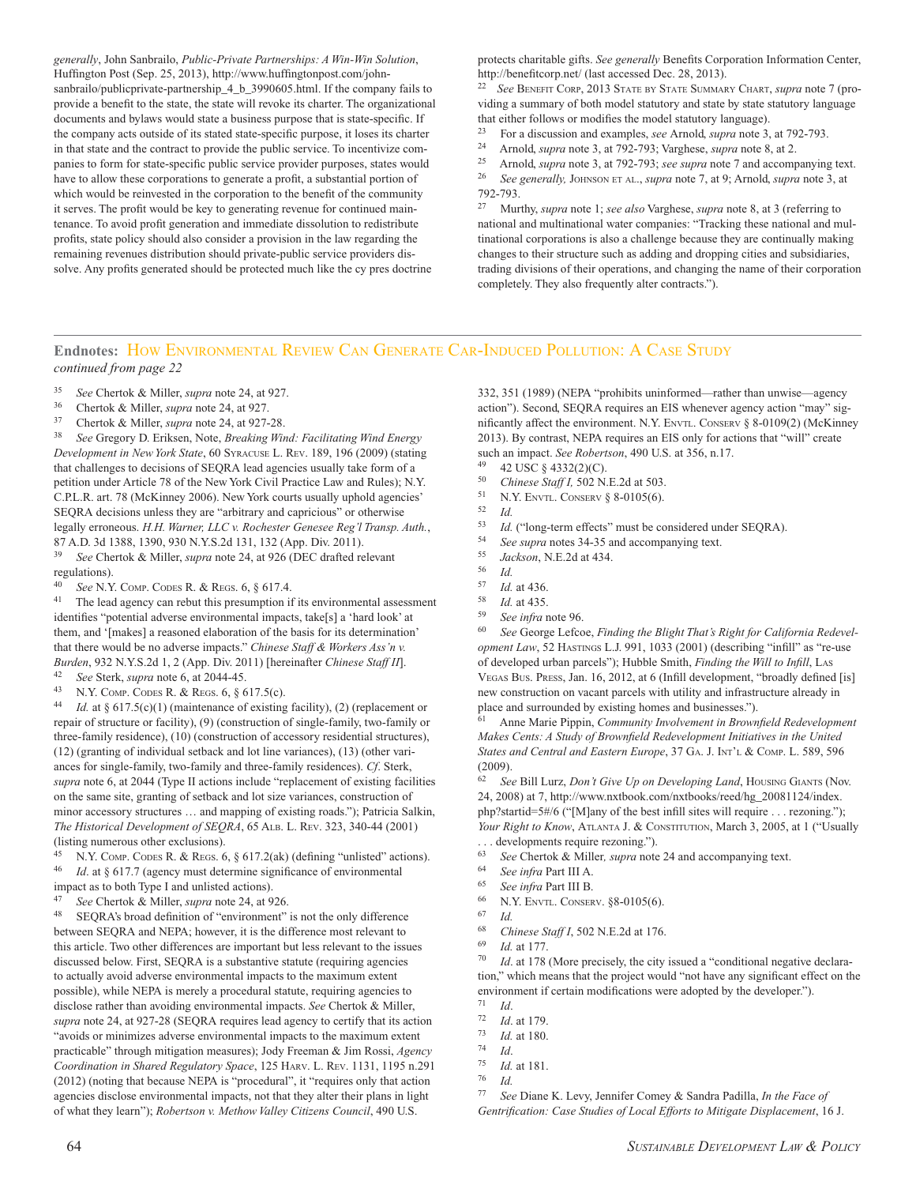*generally*, John Sanbrailo, *Public-Private Partnerships: A Win-Win Solution*, Huffington Post (Sep. 25, 2013), http://www.huffingtonpost.com/john-sanbrailo/publicprivate-partnership_4_b_3990605.html. If the company fails to provide a benefit to the state, the state will revoke its charter. The organizational documents and bylaws would state a business purpose that is state-specific. If the company acts outside of its stated state-specific purpose, it loses its charter in that state and the contract to provide the public service. To incentivize companies to form for state-specific public service provider purposes, states would have to allow these corporations to generate a profit, a substantial portion of which would be reinvested in the corporation to the benefit of the community it serves. The profit would be key to generating revenue for continued maintenance. To avoid profit generation and immediate dissolution to redistribute profits, state policy should also consider a provision in the law regarding the remaining revenues distribution should private-public service providers dissolve. Any profits generated should be protected much like the cy pres doctrine protects charitable gifts. *See generally* Benefits Corporation Information Center, http://benefitcorp.net/ (last accessed Dec. 28, 2013).

22 *See* Benefit Corp, 2013 State by State Summary Chart, *supra* note 7 (providing a summary of both model statutory and state by state statutory language that either follows or modifies the model statutory language).

23 For a discussion and examples, *see* Arnold, *supra* note 3, at 792-793.

24 Arnold, *supra* note 3, at 792-793; Varghese, *supra* note 8, at 2.

25 Arnold, *supra* note 3, at 792-793; *see supra* note 7 and accompanying text.

26 *See generally,* Johnson et al., *supra* note 7, at 9; Arnold, *supra* note 3, at 792-793.

27 Murthy, *supra* note 1; *see also* Varghese, *supra* note 8, at 3 (referring to national and multinational water companies: "Tracking these national and multinational corporations is also a challenge because they are continually making changes to their structure such as adding and dropping cities and subsidiaries, trading divisions of their operations, and changing the name of their corporation completely. They also frequently alter contracts.").

## Endnotes: How Environmental Review Can Generate Car-Induced Pollution: A Case Study

*continued from page 22*

35 *See* Chertok & Miller, *supra* note 24, at 927.

36 Chertok & Miller, *supra* note 24, at 927.

37 Chertok & Miller, *supra* note 24, at 927-28.

38 *See* Gregory D. Eriksen, Note, *Breaking Wind: Facilitating Wind Energy Development in New York State*, 60 Syracuse L. Rev. 189, 196 (2009) (stating that challenges to decisions of SEQRA lead agencies usually take form of a petition under Article 78 of the New York Civil Practice Law and Rules); N.Y. C.P.L.R. art. 78 (McKinney 2006). New York courts usually uphold agencies' SEQRA decisions unless they are "arbitrary and capricious" or otherwise legally erroneous. *H.H. Warner, LLC v. Rochester Genesee Reg'l Transp. Auth.*, 87 A.D. 3d 1388, 1390, 930 N.Y.S.2d 131, 132 (App. Div. 2011).

39 *See* Chertok & Miller, *supra* note 24, at 926 (DEC drafted relevant regulations).

40 *See* N.Y. Comp. Codes R. & Regs. 6, § 617.4.

41 The lead agency can rebut this presumption if its environmental assessment identifies "potential adverse environmental impacts, take[s] a 'hard look' at them, and '[makes] a reasoned elaboration of the basis for its determination' that there would be no adverse impacts." *Chinese Staff & Workers Ass'n v. Burden*, 932 N.Y.S.2d 1, 2 (App. Div. 2011) [hereinafter *Chinese Staff II*].

42 *See* Sterk, *supra* note 6, at 2044-45.

43 N.Y. Comp. Codes R. & Regs. 6, § 617.5(c).

44 *Id.* at § 617.5(c)(1) (maintenance of existing facility), (2) (replacement or repair of structure or facility), (9) (construction of single-family, two-family or three-family residence), (10) (construction of accessory residential structures), (12) (granting of individual setback and lot line variances), (13) (other variances for single-family, two-family and three-family residences). *Cf.* Sterk, *supra* note 6, at 2044 (Type II actions include "replacement of existing facilities on the same site, granting of setback and lot size variances, construction of minor accessory structures … and mapping of existing roads."); Patricia Salkin, *The Historical Development of SEQRA*, 65 Alb. L. Rev. 323, 340-44 (2001) (listing numerous other exclusions).

45 N.Y. Comp. Codes R. & Regs. 6, § 617.2(ak) (defining "unlisted" actions).

46 *Id*. at § 617.7 (agency must determine significance of environmental impact as to both Type I and unlisted actions).

47 *See* Chertok & Miller, *supra* note 24, at 926.

48 SEQRA's broad definition of "environment" is not the only difference between SEQRA and NEPA; however, it is the difference most relevant to this article. Two other differences are important but less relevant to the issues discussed below. First, SEQRA is a substantive statute (requiring agencies to actually avoid adverse environmental impacts to the maximum extent possible), while NEPA is merely a procedural statute, requiring agencies to disclose rather than avoiding environmental impacts. *See* Chertok & Miller, *supra* note 24, at 927-28 (SEQRA requires lead agency to certify that its action "avoids or minimizes adverse environmental impacts to the maximum extent practicable" through mitigation measures); Jody Freeman & Jim Rossi, *Agency Coordination in Shared Regulatory Space*, 125 Harv. L. Rev. 1131, 1195 n.291 (2012) (noting that because NEPA is "procedural", it "requires only that action agencies disclose environmental impacts, not that they alter their plans in light of what they learn"); *Robertson v. Methow Valley Citizens Council*, 490 U.S. 332, 351 (1989) (NEPA "prohibits uninformed—rather than unwise—agency action"). Second, SEQRA requires an EIS whenever agency action "may" significantly affect the environment. N.Y. Envtl. Conserv § 8-0109(2) (McKinney 2013). By contrast, NEPA requires an EIS only for actions that "will" create such an impact. *See Robertson*, 490 U.S. at 356, n.17.

49 42 USC § 4332(2)(C).

50 *Chinese Staff I,* 502 N.E.2d at 503.

51 N.Y. Envtl. Conserv § 8-0105(6).

52 *Id.*

53 *Id.* ("long-term effects" must be considered under SEQRA).

54 *See supra* notes 34-35 and accompanying text.

55 *Jackson*, N.E.2d at 434.

56 *Id.*

57 *Id.* at 436.

58 *Id.* at 435.

59 *See infra* note 96.

60 *See* George Lefcoe, *Finding the Blight That's Right for California Redevelopment Law*, 52 Hastings L.J. 991, 1033 (2001) (describing "infill" as "re-use of developed urban parcels"); Hubble Smith, *Finding the Will to Infill*, Las Vegas Bus. Press, Jan. 16, 2012, at 6 (Infill development, "broadly defined [is] new construction on vacant parcels with utility and infrastructure already in place and surrounded by existing homes and businesses.").

61 Anne Marie Pippin, *Community Involvement in Brownfield Redevelopment Makes Cents: A Study of Brownfield Redevelopment Initiatives in the United States and Central and Eastern Europe*, 37 Ga. J. Int'l & Comp. L. 589, 596 (2009).

62 *See* Bill Lurz, *Don't Give Up on Developing Land*, Housing Giants (Nov. 24, 2008) at 7, http://www.nxtbook.com/nxtbooks/reed/hg_20081124/index.php?startid=5#/6 ("[M]any of the best infill sites will require . . . rezoning."); *Your Right to Know*, Atlanta J. & Constitution, March 3, 2005, at 1 ("Usually . . . developments require rezoning.").

63 *See* Chertok & Miller*, supra* note 24 and accompanying text.

64 *See infra* Part III A.

65 *See infra* Part III B.

66 N.Y. Envtl. Conserv. §8-0105(6).

67 *Id.*

68 *Chinese Staff I*, 502 N.E.2d at 176.

69 *Id.* at 177.

70 *Id*. at 178 (More precisely, the city issued a "conditional negative declaration," which means that the project would "not have any significant effect on the environment if certain modifications were adopted by the developer.").

71 *Id*.

72 *Id*. at 179.

73 *Id.* at 180.

74 *Id*.

75 *Id.* at 181.

76 *Id.*

77 *See* Diane K. Levy, Jennifer Comey & Sandra Padilla, *In the Face of Gentrification: Case Studies of Local Efforts to Mitigate Displacement*, 16 J.